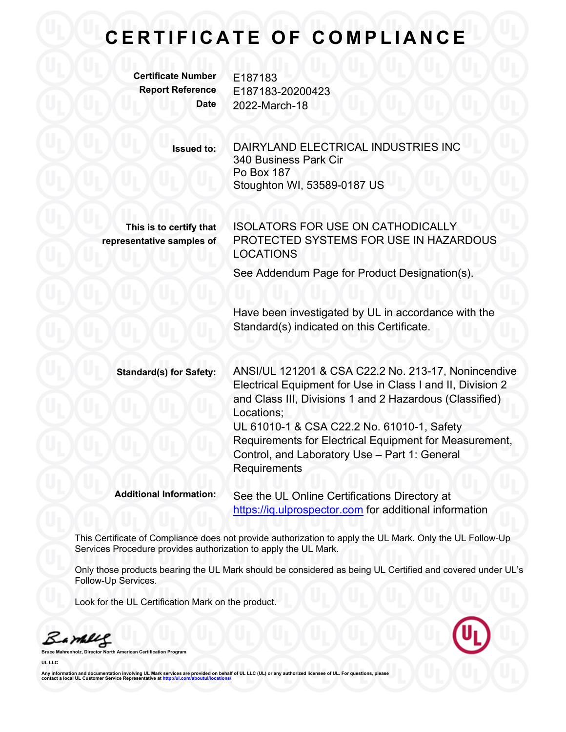# CERTIFICATE OF COMPLIANCE

**Certificate Number** E187183
**Report Reference** E187183-20200423
**Date** 2022-March-18

**Issued to:** DAIRYLAND ELECTRICAL INDUSTRIES INC
340 Business Park Cir
Po Box 187
Stoughton WI, 53589-0187 US

**This is to certify that representative samples of** ISOLATORS FOR USE ON CATHODICALLY PROTECTED SYSTEMS FOR USE IN HAZARDOUS LOCATIONS

See Addendum Page for Product Designation(s).

Have been investigated by UL in accordance with the Standard(s) indicated on this Certificate.

**Standard(s) for Safety:** ANSI/UL 121201 & CSA C22.2 No. 213-17, Nonincendive Electrical Equipment for Use in Class I and II, Division 2 and Class III, Divisions 1 and 2 Hazardous (Classified) Locations;
UL 61010-1 & CSA C22.2 No. 61010-1, Safety Requirements for Electrical Equipment for Measurement, Control, and Laboratory Use – Part 1: General Requirements

**Additional Information:** See the UL Online Certifications Directory at https://iq.ulprospector.com for additional information

This Certificate of Compliance does not provide authorization to apply the UL Mark. Only the UL Follow-Up Services Procedure provides authorization to apply the UL Mark.

Only those products bearing the UL Mark should be considered as being UL Certified and covered under UL's Follow-Up Services.

Look for the UL Certification Mark on the product.

**Bruce Mahrenholz, Director North American Certification Program**

**UL LLC**

Any information and documentation involving UL Mark services are provided on behalf of UL LLC (UL) or any authorized licensee of UL. For questions, please contact a local UL Customer Service Representative at http://ul.com/aboutul/locations/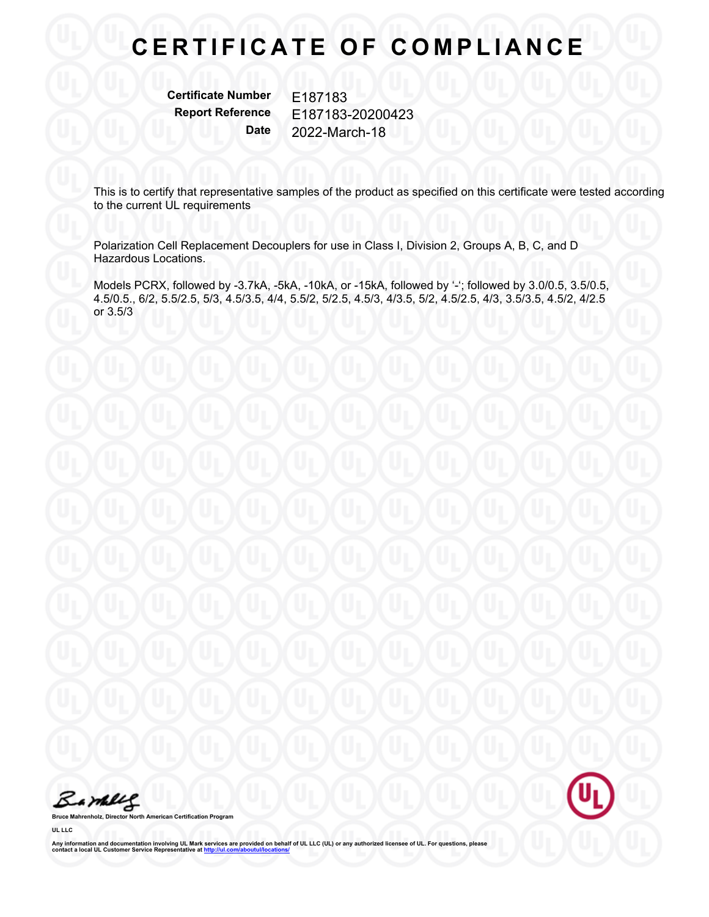# CERTIFICATE OF COMPLIANCE

**Certificate Number** E187183
**Report Reference** E187183-20200423
**Date** 2022-March-18

This is to certify that representative samples of the product as specified on this certificate were tested according to the current UL requirements

Polarization Cell Replacement Decouplers for use in Class I, Division 2, Groups A, B, C, and D Hazardous Locations.

Models PCRX, followed by -3.7kA, -5kA, -10kA, or -15kA, followed by '-'; followed by 3.0/0.5, 3.5/0.5, 4.5/0.5., 6/2, 5.5/2.5, 5/3, 4.5/3.5, 4/4, 5.5/2, 5/2.5, 4.5/3, 4/3.5, 5/2, 4.5/2.5, 4/3, 3.5/3.5, 4.5/2, 4/2.5 or 3.5/3

**Bruce Mahrenholz, Director North American Certification Program**

**UL LLC**

**Any information and documentation involving UL Mark services are provided on behalf of UL LLC (UL) or any authorized licensee of UL. For questions, please contact a local UL Customer Service Representative at http://ul.com/aboutul/locations/**